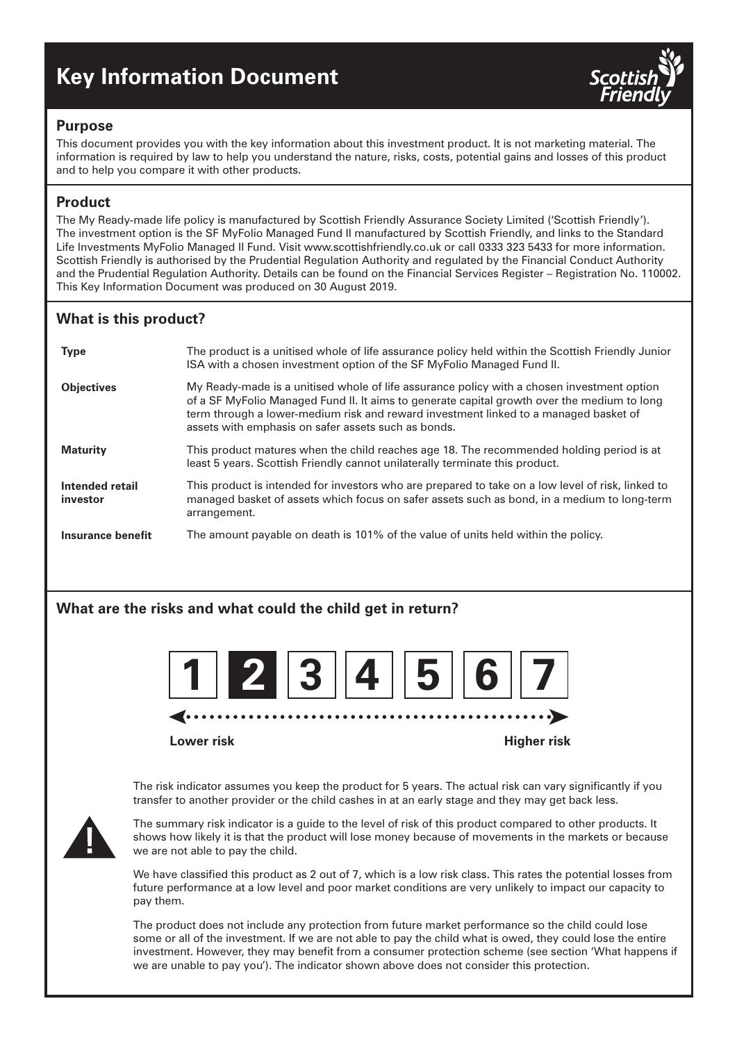# Key Information Document

## Purpose

This document provides you with the key information about this investment product. It is not marketing material. The information is required by law to help you understand the nature, risks, costs, potential gains and losses of this product and to help you compare it with other products.

## Product

The My Ready-made life policy is manufactured by Scottish Friendly Assurance Society Limited ('Scottish Friendly'). The investment option is the SF MyFolio Managed Fund II manufactured by Scottish Friendly, and links to the Standard Life Investments MyFolio Managed II Fund. Visit www.scottishfriendly.co.uk or call 0333 323 5433 for more information. Scottish Friendly is authorised by the Prudential Regulation Authority and regulated by the Financial Conduct Authority and the Prudential Regulation Authority. Details can be found on the Financial Services Register – Registration No. 110002. This Key Information Document was produced on 30 August 2019.

## What is this product?

| | |
|---|---|
| **Type** | The product is a unitised whole of life assurance policy held within the Scottish Friendly Junior ISA with a chosen investment option of the SF MyFolio Managed Fund II. |
| **Objectives** | My Ready-made is a unitised whole of life assurance policy with a chosen investment option of a SF MyFolio Managed Fund II. It aims to generate capital growth over the medium to long term through a lower-medium risk and reward investment linked to a managed basket of assets with emphasis on safer assets such as bonds. |
| **Maturity** | This product matures when the child reaches age 18. The recommended holding period is at least 5 years. Scottish Friendly cannot unilaterally terminate this product. |
| **Intended retail investor** | This product is intended for investors who are prepared to take on a low level of risk, linked to managed basket of assets which focus on safer assets such as bond, in a medium to long-term arrangement. |
| **Insurance benefit** | The amount payable on death is 101% of the value of units held within the policy. |

## What are the risks and what could the child get in return?

1 | **2** | 3 | 4 | 5 | 6 | 7

Lower risk — Higher risk

The risk indicator assumes you keep the product for 5 years. The actual risk can vary significantly if you transfer to another provider or the child cashes in at an early stage and they may get back less.

The summary risk indicator is a guide to the level of risk of this product compared to other products. It shows how likely it is that the product will lose money because of movements in the markets or because we are not able to pay the child.

We have classified this product as 2 out of 7, which is a low risk class. This rates the potential losses from future performance at a low level and poor market conditions are very unlikely to impact our capacity to pay them.

The product does not include any protection from future market performance so the child could lose some or all of the investment. If we are not able to pay the child what is owed, they could lose the entire investment. However, they may benefit from a consumer protection scheme (see section 'What happens if we are unable to pay you'). The indicator shown above does not consider this protection.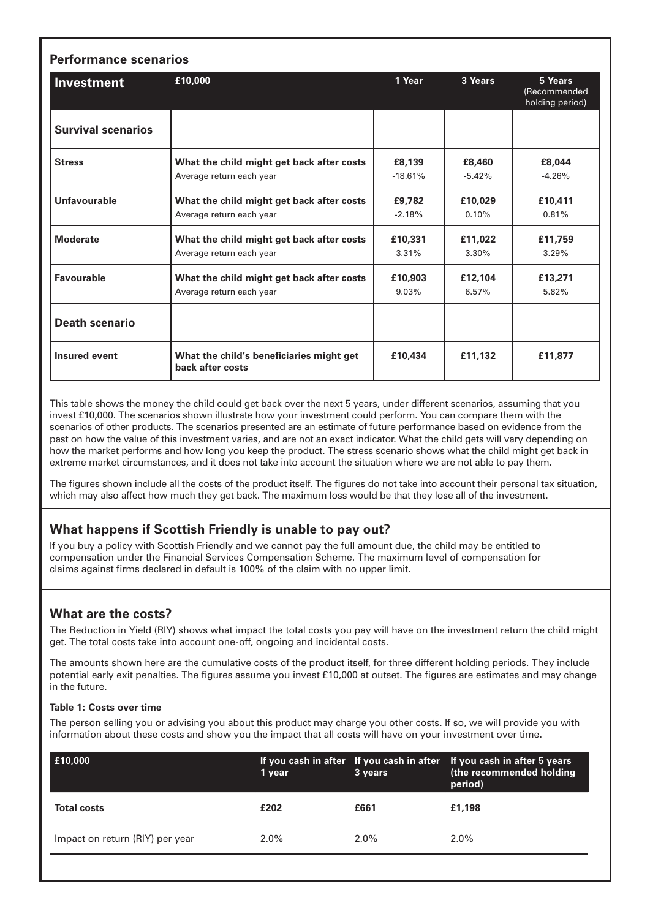## Performance scenarios

| Investment | £10,000 | 1 Year | 3 Years | 5 Years (Recommended holding period) |
|---|---|---|---|---|
| **Survival scenarios** | | | | |
| **Stress** | **What the child might get back after costs** | **£8,139** | **£8,460** | **£8,044** |
| | Average return each year | -18.61% | -5.42% | -4.26% |
| **Unfavourable** | **What the child might get back after costs** | **£9,782** | **£10,029** | **£10,411** |
| | Average return each year | -2.18% | 0.10% | 0.81% |
| **Moderate** | **What the child might get back after costs** | **£10,331** | **£11,022** | **£11,759** |
| | Average return each year | 3.31% | 3.30% | 3.29% |
| **Favourable** | **What the child might get back after costs** | **£10,903** | **£12,104** | **£13,271** |
| | Average return each year | 9.03% | 6.57% | 5.82% |
| **Death scenario** | | | | |
| **Insured event** | **What the child's beneficiaries might get back after costs** | **£10,434** | **£11,132** | **£11,877** |

This table shows the money the child could get back over the next 5 years, under different scenarios, assuming that you invest £10,000. The scenarios shown illustrate how your investment could perform. You can compare them with the scenarios of other products. The scenarios presented are an estimate of future performance based on evidence from the past on how the value of this investment varies, and are not an exact indicator. What the child gets will vary depending on how the market performs and how long you keep the product. The stress scenario shows what the child might get back in extreme market circumstances, and it does not take into account the situation where we are not able to pay them.

The figures shown include all the costs of the product itself. The figures do not take into account their personal tax situation, which may also affect how much they get back. The maximum loss would be that they lose all of the investment.

## What happens if Scottish Friendly is unable to pay out?

If you buy a policy with Scottish Friendly and we cannot pay the full amount due, the child may be entitled to compensation under the Financial Services Compensation Scheme. The maximum level of compensation for claims against firms declared in default is 100% of the claim with no upper limit.

## What are the costs?

The Reduction in Yield (RIY) shows what impact the total costs you pay will have on the investment return the child might get. The total costs take into account one-off, ongoing and incidental costs.

The amounts shown here are the cumulative costs of the product itself, for three different holding periods. They include potential early exit penalties. The figures assume you invest £10,000 at outset. The figures are estimates and may change in the future.

**Table 1: Costs over time**

The person selling you or advising you about this product may charge you other costs. If so, we will provide you with information about these costs and show you the impact that all costs will have on your investment over time.

| £10,000 | If you cash in after 1 year | If you cash in after 3 years | If you cash in after 5 years (the recommended holding period) |
|---|---|---|---|
| **Total costs** | **£202** | **£661** | **£1,198** |
| Impact on return (RIY) per year | 2.0% | 2.0% | 2.0% |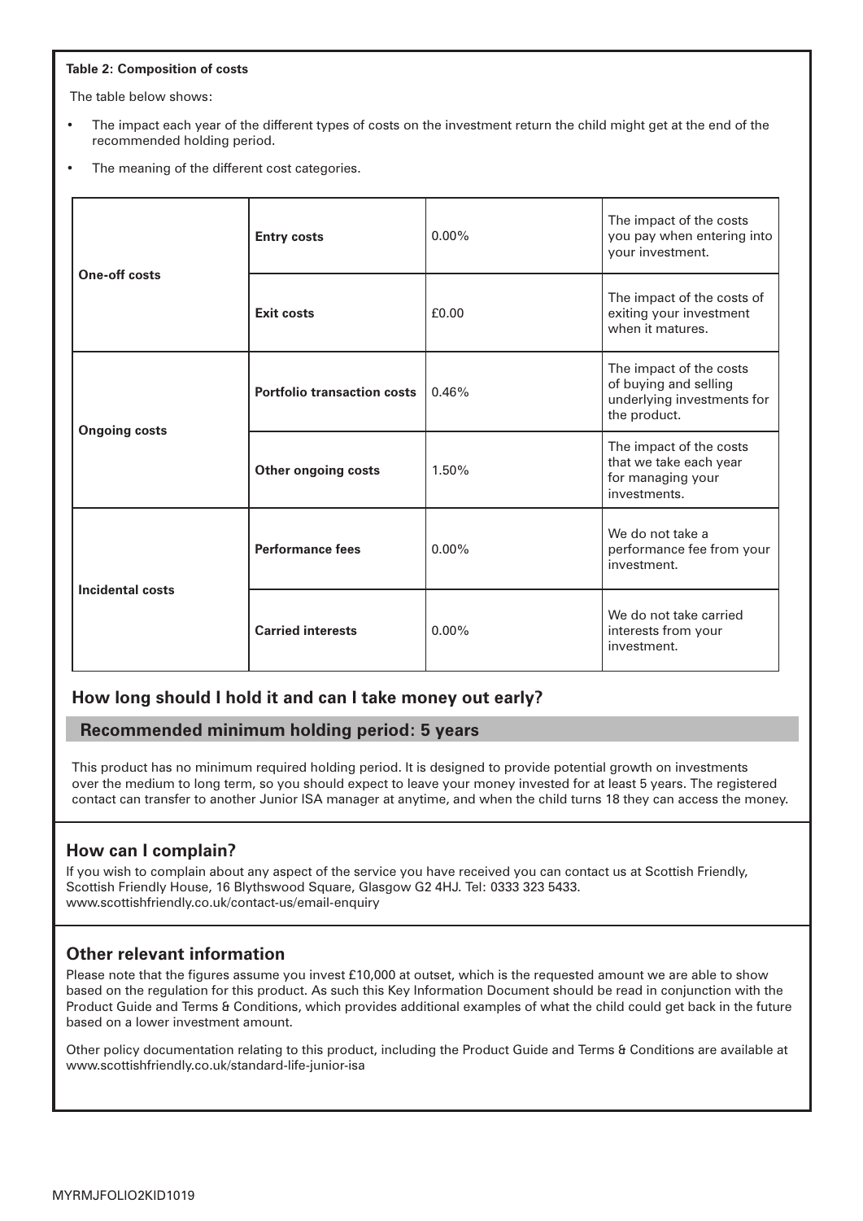**Table 2: Composition of costs**

The table below shows:

- The impact each year of the different types of costs on the investment return the child might get at the end of the recommended holding period.
- The meaning of the different cost categories.

| | | | |
|---|---|---|---|
| **One-off costs** | **Entry costs** | 0.00% | The impact of the costs you pay when entering into your investment. |
| | **Exit costs** | £0.00 | The impact of the costs of exiting your investment when it matures. |
| **Ongoing costs** | **Portfolio transaction costs** | 0.46% | The impact of the costs of buying and selling underlying investments for the product. |
| | **Other ongoing costs** | 1.50% | The impact of the costs that we take each year for managing your investments. |
| **Incidental costs** | **Performance fees** | 0.00% | We do not take a performance fee from your investment. |
| | **Carried interests** | 0.00% | We do not take carried interests from your investment. |

## How long should I hold it and can I take money out early?

### Recommended minimum holding period: 5 years

This product has no minimum required holding period. It is designed to provide potential growth on investments over the medium to long term, so you should expect to leave your money invested for at least 5 years. The registered contact can transfer to another Junior ISA manager at anytime, and when the child turns 18 they can access the money.

## How can I complain?

If you wish to complain about any aspect of the service you have received you can contact us at Scottish Friendly, Scottish Friendly House, 16 Blythswood Square, Glasgow G2 4HJ. Tel: 0333 323 5433.
www.scottishfriendly.co.uk/contact-us/email-enquiry

## Other relevant information

Please note that the figures assume you invest £10,000 at outset, which is the requested amount we are able to show based on the regulation for this product. As such this Key Information Document should be read in conjunction with the Product Guide and Terms & Conditions, which provides additional examples of what the child could get back in the future based on a lower investment amount.

Other policy documentation relating to this product, including the Product Guide and Terms & Conditions are available at www.scottishfriendly.co.uk/standard-life-junior-isa

MYRMJFOLIO2KID1019